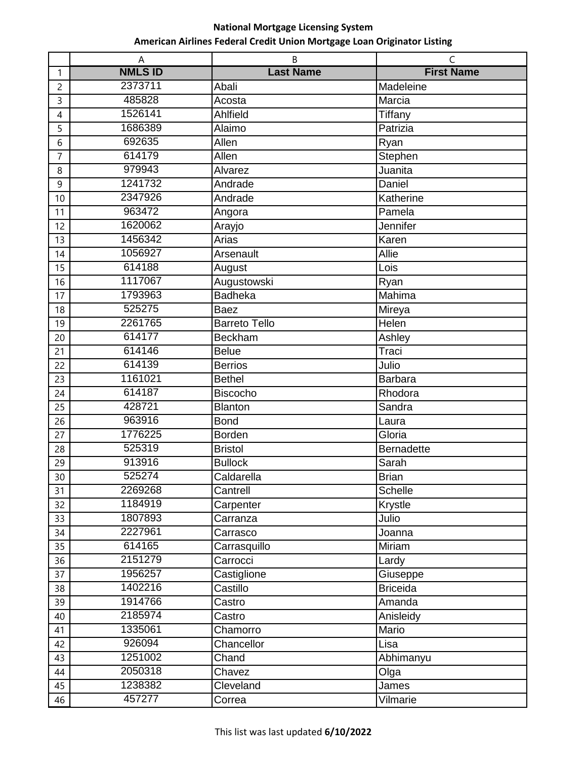**National Mortgage Licensing System**

**American Airlines Federal Credit Union Mortgage Loan Originator Listing**

| NMLS ID | Last Name | First Name |
|---|---|---|
| 2373711 | Abali | Madeleine |
| 485828 | Acosta | Marcia |
| 1526141 | Ahlfield | Tiffany |
| 1686389 | Alaimo | Patrizia |
| 692635 | Allen | Ryan |
| 614179 | Allen | Stephen |
| 979943 | Alvarez | Juanita |
| 1241732 | Andrade | Daniel |
| 2347926 | Andrade | Katherine |
| 963472 | Angora | Pamela |
| 1620062 | Arayjo | Jennifer |
| 1456342 | Arias | Karen |
| 1056927 | Arsenault | Allie |
| 614188 | August | Lois |
| 1117067 | Augustowski | Ryan |
| 1793963 | Badheka | Mahima |
| 525275 | Baez | Mireya |
| 2261765 | Barreto Tello | Helen |
| 614177 | Beckham | Ashley |
| 614146 | Belue | Traci |
| 614139 | Berrios | Julio |
| 1161021 | Bethel | Barbara |
| 614187 | Biscocho | Rhodora |
| 428721 | Blanton | Sandra |
| 963916 | Bond | Laura |
| 1776225 | Borden | Gloria |
| 525319 | Bristol | Bernadette |
| 913916 | Bullock | Sarah |
| 525274 | Caldarella | Brian |
| 2269268 | Cantrell | Schelle |
| 1184919 | Carpenter | Krystle |
| 1807893 | Carranza | Julio |
| 2227961 | Carrasco | Joanna |
| 614165 | Carrasquillo | Miriam |
| 2151279 | Carrocci | Lardy |
| 1956257 | Castiglione | Giuseppe |
| 1402216 | Castillo | Briceida |
| 1914766 | Castro | Amanda |
| 2185974 | Castro | Anisleidy |
| 1335061 | Chamorro | Mario |
| 926094 | Chancellor | Lisa |
| 1251002 | Chand | Abhimanyu |
| 2050318 | Chavez | Olga |
| 1238382 | Cleveland | James |
| 457277 | Correa | Vilmarie |

This list was last updated **6/10/2022**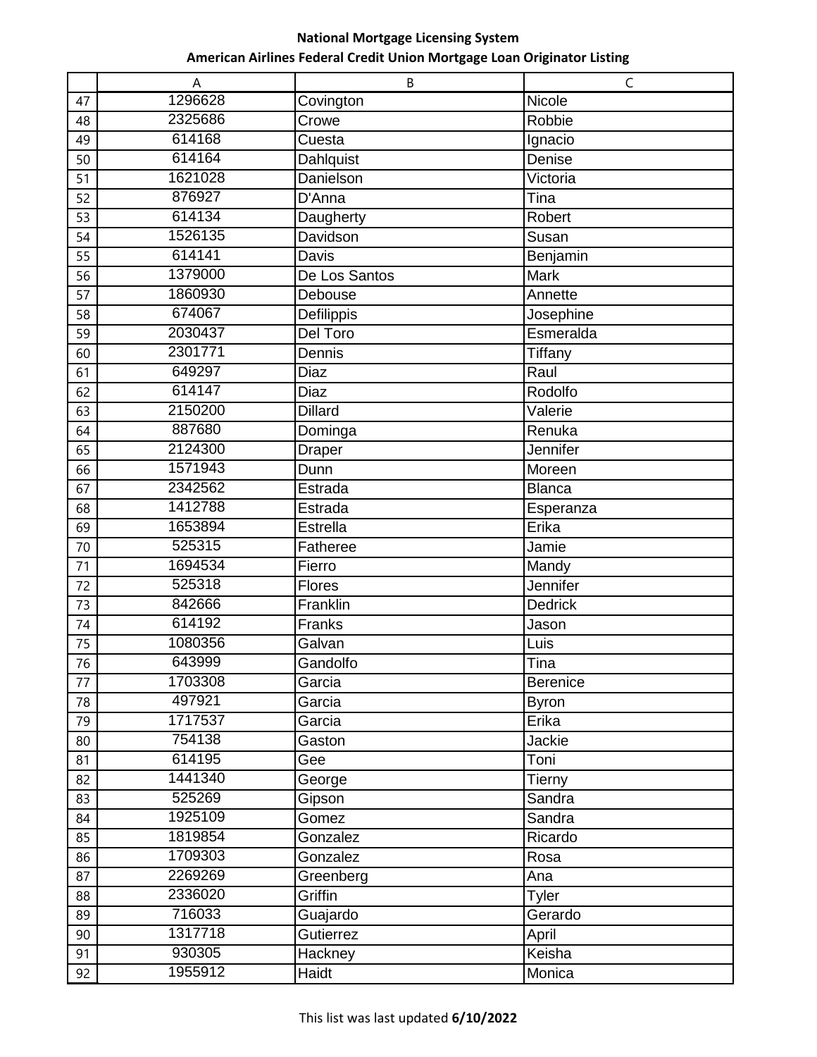**National Mortgage Licensing System**

**American Airlines Federal Credit Union Mortgage Loan Originator Listing**

| | A | B | C |
|---|---|---|---|
| 47 | 1296628 | Covington | Nicole |
| 48 | 2325686 | Crowe | Robbie |
| 49 | 614168 | Cuesta | Ignacio |
| 50 | 614164 | Dahlquist | Denise |
| 51 | 1621028 | Danielson | Victoria |
| 52 | 876927 | D'Anna | Tina |
| 53 | 614134 | Daugherty | Robert |
| 54 | 1526135 | Davidson | Susan |
| 55 | 614141 | Davis | Benjamin |
| 56 | 1379000 | De Los Santos | Mark |
| 57 | 1860930 | Debouse | Annette |
| 58 | 674067 | Defilippis | Josephine |
| 59 | 2030437 | Del Toro | Esmeralda |
| 60 | 2301771 | Dennis | Tiffany |
| 61 | 649297 | Diaz | Raul |
| 62 | 614147 | Diaz | Rodolfo |
| 63 | 2150200 | Dillard | Valerie |
| 64 | 887680 | Dominga | Renuka |
| 65 | 2124300 | Draper | Jennifer |
| 66 | 1571943 | Dunn | Moreen |
| 67 | 2342562 | Estrada | Blanca |
| 68 | 1412788 | Estrada | Esperanza |
| 69 | 1653894 | Estrella | Erika |
| 70 | 525315 | Fatheree | Jamie |
| 71 | 1694534 | Fierro | Mandy |
| 72 | 525318 | Flores | Jennifer |
| 73 | 842666 | Franklin | Dedrick |
| 74 | 614192 | Franks | Jason |
| 75 | 1080356 | Galvan | Luis |
| 76 | 643999 | Gandolfo | Tina |
| 77 | 1703308 | Garcia | Berenice |
| 78 | 497921 | Garcia | Byron |
| 79 | 1717537 | Garcia | Erika |
| 80 | 754138 | Gaston | Jackie |
| 81 | 614195 | Gee | Toni |
| 82 | 1441340 | George | Tierny |
| 83 | 525269 | Gipson | Sandra |
| 84 | 1925109 | Gomez | Sandra |
| 85 | 1819854 | Gonzalez | Ricardo |
| 86 | 1709303 | Gonzalez | Rosa |
| 87 | 2269269 | Greenberg | Ana |
| 88 | 2336020 | Griffin | Tyler |
| 89 | 716033 | Guajardo | Gerardo |
| 90 | 1317718 | Gutierrez | April |
| 91 | 930305 | Hackney | Keisha |
| 92 | 1955912 | Haidt | Monica |

This list was last updated **6/10/2022**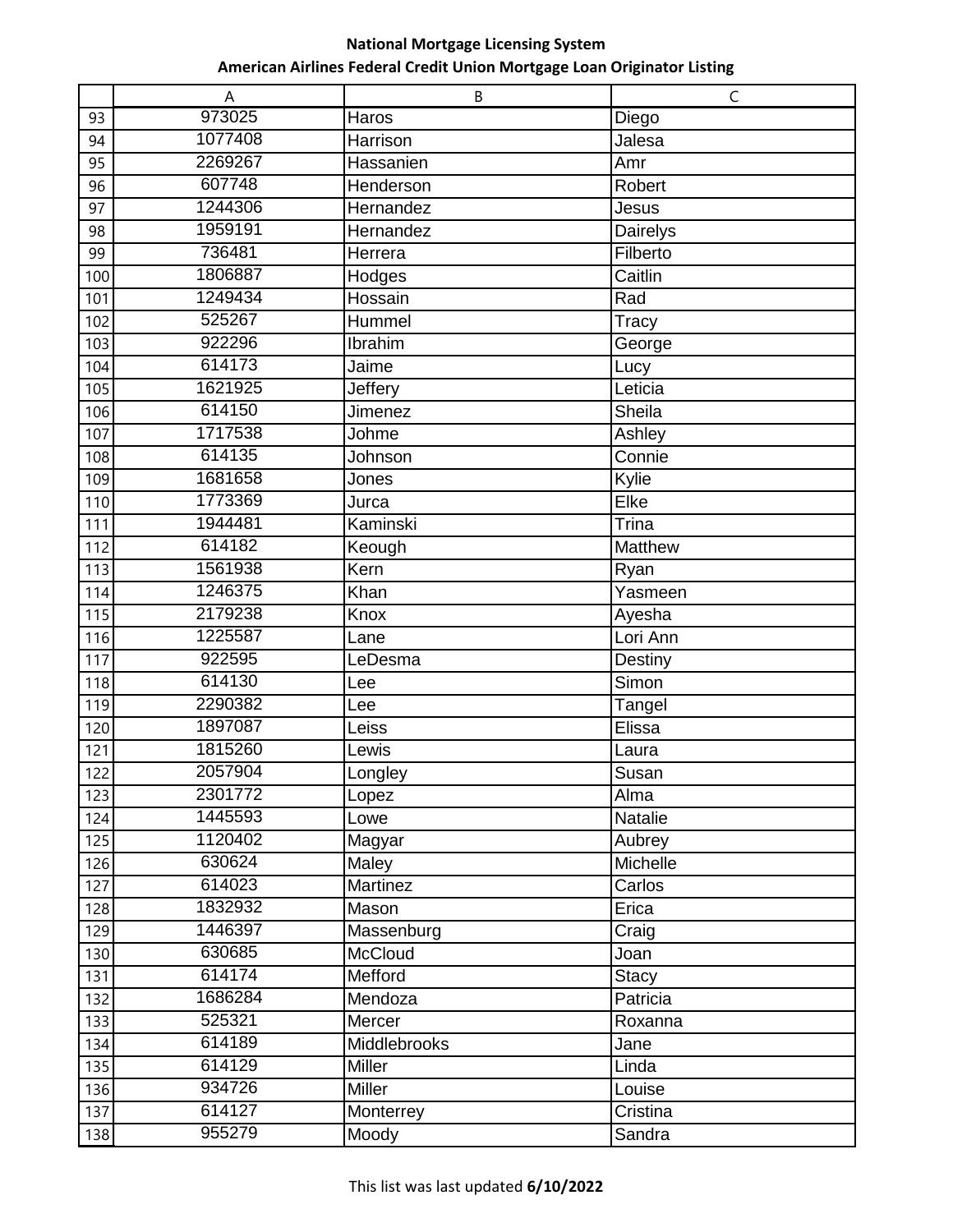**National Mortgage Licensing System**

**American Airlines Federal Credit Union Mortgage Loan Originator Listing**

| | A | B | C |
|---|---|---|---|
| 93 | 973025 | Haros | Diego |
| 94 | 1077408 | Harrison | Jalesa |
| 95 | 2269267 | Hassanien | Amr |
| 96 | 607748 | Henderson | Robert |
| 97 | 1244306 | Hernandez | Jesus |
| 98 | 1959191 | Hernandez | Dairelys |
| 99 | 736481 | Herrera | Filberto |
| 100 | 1806887 | Hodges | Caitlin |
| 101 | 1249434 | Hossain | Rad |
| 102 | 525267 | Hummel | Tracy |
| 103 | 922296 | Ibrahim | George |
| 104 | 614173 | Jaime | Lucy |
| 105 | 1621925 | Jeffery | Leticia |
| 106 | 614150 | Jimenez | Sheila |
| 107 | 1717538 | Johme | Ashley |
| 108 | 614135 | Johnson | Connie |
| 109 | 1681658 | Jones | Kylie |
| 110 | 1773369 | Jurca | Elke |
| 111 | 1944481 | Kaminski | Trina |
| 112 | 614182 | Keough | Matthew |
| 113 | 1561938 | Kern | Ryan |
| 114 | 1246375 | Khan | Yasmeen |
| 115 | 2179238 | Knox | Ayesha |
| 116 | 1225587 | Lane | Lori Ann |
| 117 | 922595 | LeDesma | Destiny |
| 118 | 614130 | Lee | Simon |
| 119 | 2290382 | Lee | Tangel |
| 120 | 1897087 | Leiss | Elissa |
| 121 | 1815260 | Lewis | Laura |
| 122 | 2057904 | Longley | Susan |
| 123 | 2301772 | Lopez | Alma |
| 124 | 1445593 | Lowe | Natalie |
| 125 | 1120402 | Magyar | Aubrey |
| 126 | 630624 | Maley | Michelle |
| 127 | 614023 | Martinez | Carlos |
| 128 | 1832932 | Mason | Erica |
| 129 | 1446397 | Massenburg | Craig |
| 130 | 630685 | McCloud | Joan |
| 131 | 614174 | Mefford | Stacy |
| 132 | 1686284 | Mendoza | Patricia |
| 133 | 525321 | Mercer | Roxanna |
| 134 | 614189 | Middlebrooks | Jane |
| 135 | 614129 | Miller | Linda |
| 136 | 934726 | Miller | Louise |
| 137 | 614127 | Monterrey | Cristina |
| 138 | 955279 | Moody | Sandra |

This list was last updated **6/10/2022**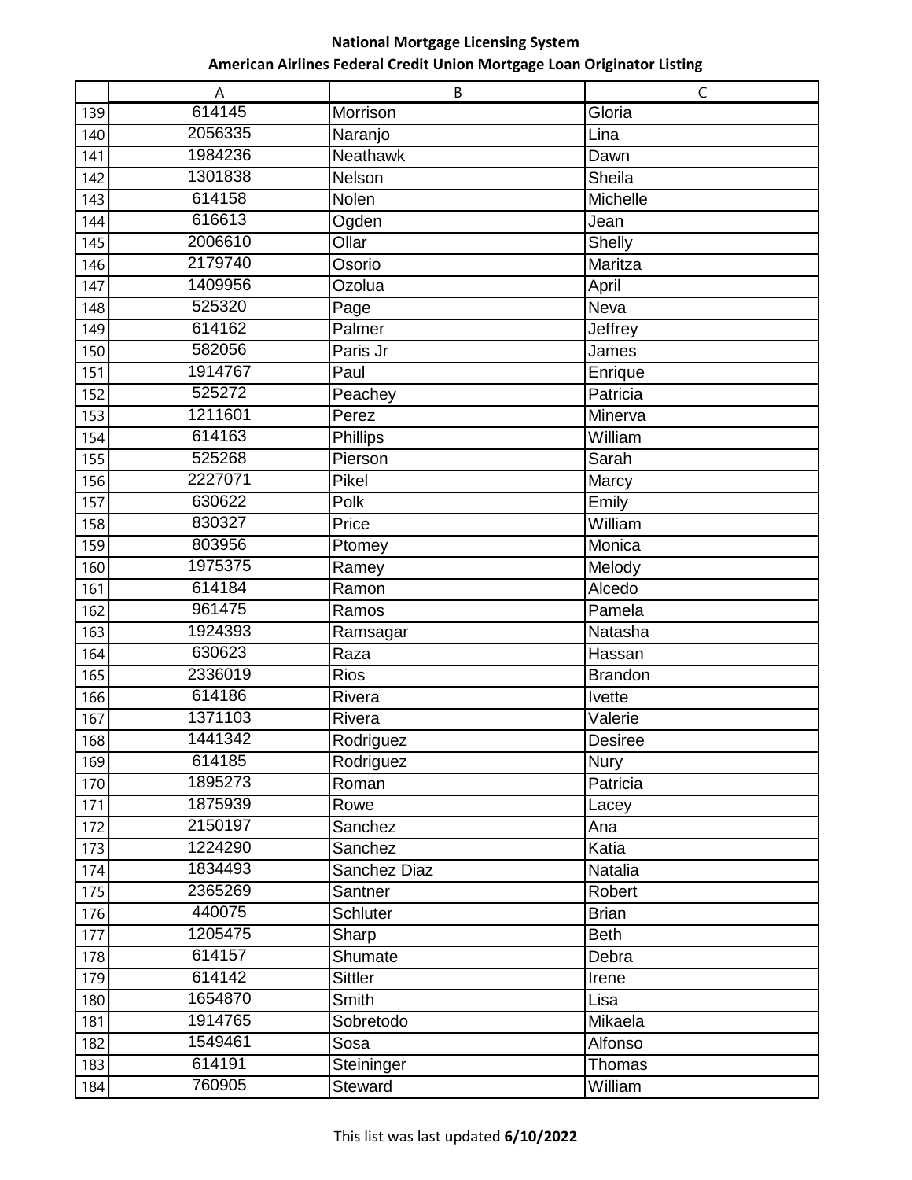**National Mortgage Licensing System**

**American Airlines Federal Credit Union Mortgage Loan Originator Listing**

| | A | B | C |
|---|---|---|---|
| 139 | 614145 | Morrison | Gloria |
| 140 | 2056335 | Naranjo | Lina |
| 141 | 1984236 | Neathawk | Dawn |
| 142 | 1301838 | Nelson | Sheila |
| 143 | 614158 | Nolen | Michelle |
| 144 | 616613 | Ogden | Jean |
| 145 | 2006610 | Ollar | Shelly |
| 146 | 2179740 | Osorio | Maritza |
| 147 | 1409956 | Ozolua | April |
| 148 | 525320 | Page | Neva |
| 149 | 614162 | Palmer | Jeffrey |
| 150 | 582056 | Paris Jr | James |
| 151 | 1914767 | Paul | Enrique |
| 152 | 525272 | Peachey | Patricia |
| 153 | 1211601 | Perez | Minerva |
| 154 | 614163 | Phillips | William |
| 155 | 525268 | Pierson | Sarah |
| 156 | 2227071 | Pikel | Marcy |
| 157 | 630622 | Polk | Emily |
| 158 | 830327 | Price | William |
| 159 | 803956 | Ptomey | Monica |
| 160 | 1975375 | Ramey | Melody |
| 161 | 614184 | Ramon | Alcedo |
| 162 | 961475 | Ramos | Pamela |
| 163 | 1924393 | Ramsagar | Natasha |
| 164 | 630623 | Raza | Hassan |
| 165 | 2336019 | Rios | Brandon |
| 166 | 614186 | Rivera | Ivette |
| 167 | 1371103 | Rivera | Valerie |
| 168 | 1441342 | Rodriguez | Desiree |
| 169 | 614185 | Rodriguez | Nury |
| 170 | 1895273 | Roman | Patricia |
| 171 | 1875939 | Rowe | Lacey |
| 172 | 2150197 | Sanchez | Ana |
| 173 | 1224290 | Sanchez | Katia |
| 174 | 1834493 | Sanchez Diaz | Natalia |
| 175 | 2365269 | Santner | Robert |
| 176 | 440075 | Schluter | Brian |
| 177 | 1205475 | Sharp | Beth |
| 178 | 614157 | Shumate | Debra |
| 179 | 614142 | Sittler | Irene |
| 180 | 1654870 | Smith | Lisa |
| 181 | 1914765 | Sobretodo | Mikaela |
| 182 | 1549461 | Sosa | Alfonso |
| 183 | 614191 | Steininger | Thomas |
| 184 | 760905 | Steward | William |

This list was last updated **6/10/2022**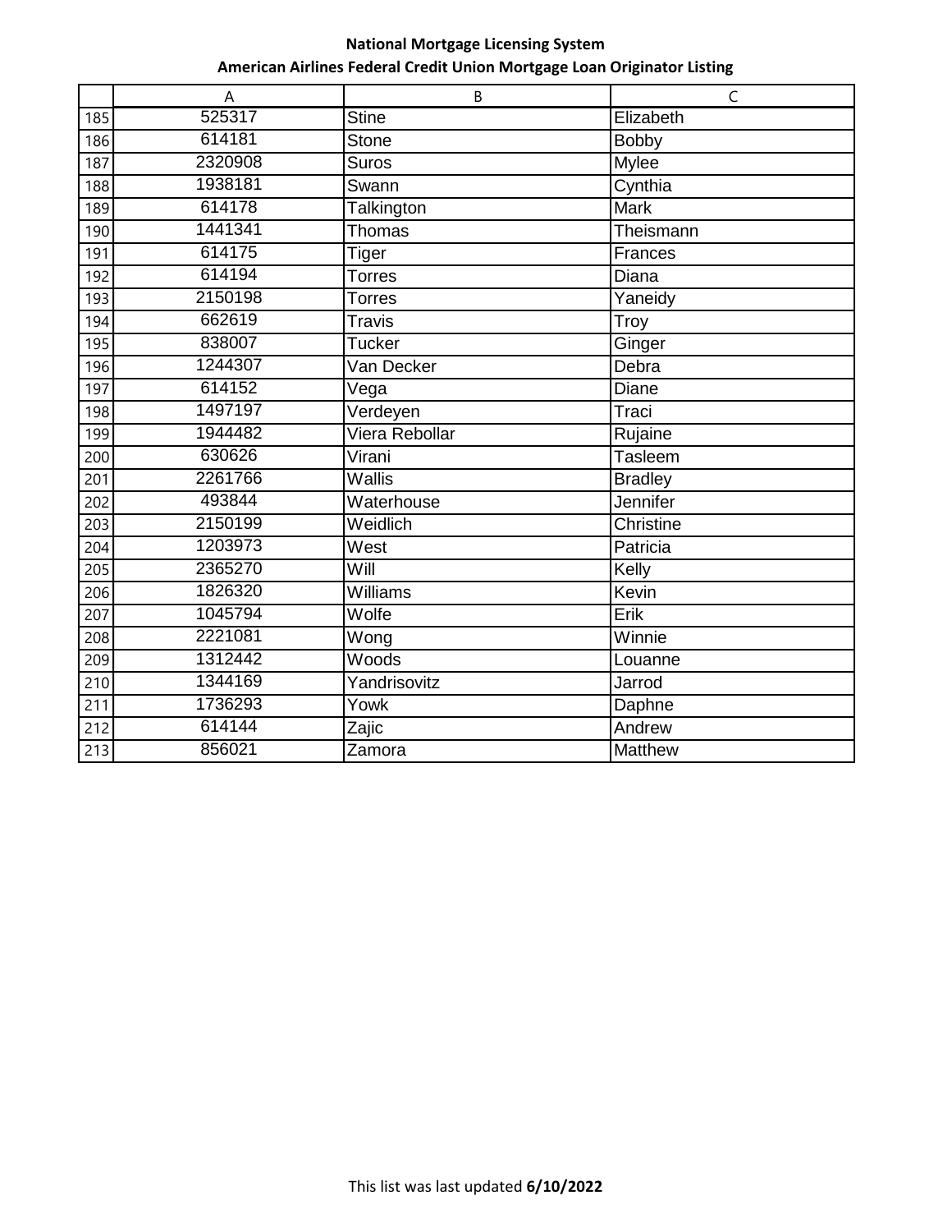**National Mortgage Licensing System**

**American Airlines Federal Credit Union Mortgage Loan Originator Listing**

| | A | B | C |
|---|---|---|---|
| 185 | 525317 | Stine | Elizabeth |
| 186 | 614181 | Stone | Bobby |
| 187 | 2320908 | Suros | Mylee |
| 188 | 1938181 | Swann | Cynthia |
| 189 | 614178 | Talkington | Mark |
| 190 | 1441341 | Thomas | Theismann |
| 191 | 614175 | Tiger | Frances |
| 192 | 614194 | Torres | Diana |
| 193 | 2150198 | Torres | Yaneidy |
| 194 | 662619 | Travis | Troy |
| 195 | 838007 | Tucker | Ginger |
| 196 | 1244307 | Van Decker | Debra |
| 197 | 614152 | Vega | Diane |
| 198 | 1497197 | Verdeyen | Traci |
| 199 | 1944482 | Viera Rebollar | Rujaine |
| 200 | 630626 | Virani | Tasleem |
| 201 | 2261766 | Wallis | Bradley |
| 202 | 493844 | Waterhouse | Jennifer |
| 203 | 2150199 | Weidlich | Christine |
| 204 | 1203973 | West | Patricia |
| 205 | 2365270 | Will | Kelly |
| 206 | 1826320 | Williams | Kevin |
| 207 | 1045794 | Wolfe | Erik |
| 208 | 2221081 | Wong | Winnie |
| 209 | 1312442 | Woods | Louanne |
| 210 | 1344169 | Yandrisovitz | Jarrod |
| 211 | 1736293 | Yowk | Daphne |
| 212 | 614144 | Zajic | Andrew |
| 213 | 856021 | Zamora | Matthew |

This list was last updated **6/10/2022**